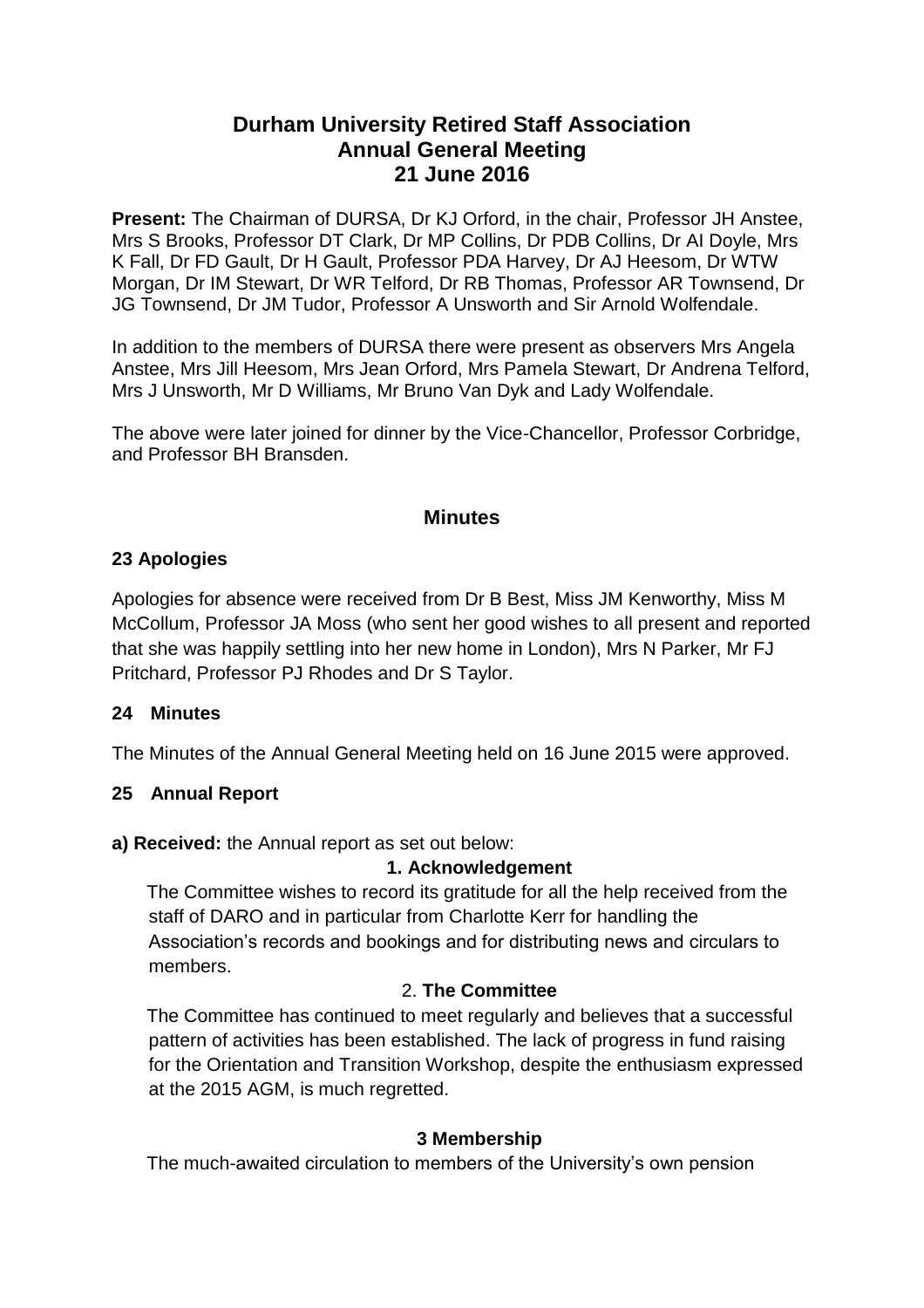# Durham University Retired Staff Association
# Annual General Meeting
# 21 June 2016

**Present:** The Chairman of DURSA, Dr KJ Orford, in the chair, Professor JH Anstee, Mrs S Brooks, Professor DT Clark, Dr MP Collins, Dr PDB Collins, Dr AI Doyle, Mrs K Fall, Dr FD Gault, Dr H Gault, Professor PDA Harvey, Dr AJ Heesom, Dr WTW Morgan, Dr IM Stewart, Dr WR Telford, Dr RB Thomas, Professor AR Townsend, Dr JG Townsend, Dr JM Tudor, Professor A Unsworth and Sir Arnold Wolfendale.

In addition to the members of DURSA there were present as observers Mrs Angela Anstee, Mrs Jill Heesom, Mrs Jean Orford, Mrs Pamela Stewart, Dr Andrena Telford, Mrs J Unsworth, Mr D Williams, Mr Bruno Van Dyk and Lady Wolfendale.

The above were later joined for dinner by the Vice-Chancellor, Professor Corbridge, and Professor BH Bransden.

## Minutes

### 23 Apologies

Apologies for absence were received from Dr B Best, Miss JM Kenworthy, Miss M McCollum, Professor JA Moss (who sent her good wishes to all present and reported that she was happily settling into her new home in London), Mrs N Parker, Mr FJ Pritchard, Professor PJ Rhodes and Dr S Taylor.

### 24 Minutes

The Minutes of the Annual General Meeting held on 16 June 2015 were approved.

### 25 Annual Report

**a) Received:** the Annual report as set out below:

**1. Acknowledgement**

The Committee wishes to record its gratitude for all the help received from the staff of DARO and in particular from Charlotte Kerr for handling the Association's records and bookings and for distributing news and circulars to members.

2. **The Committee**

The Committee has continued to meet regularly and believes that a successful pattern of activities has been established. The lack of progress in fund raising for the Orientation and Transition Workshop, despite the enthusiasm expressed at the 2015 AGM, is much regretted.

**3 Membership**

The much-awaited circulation to members of the University's own pension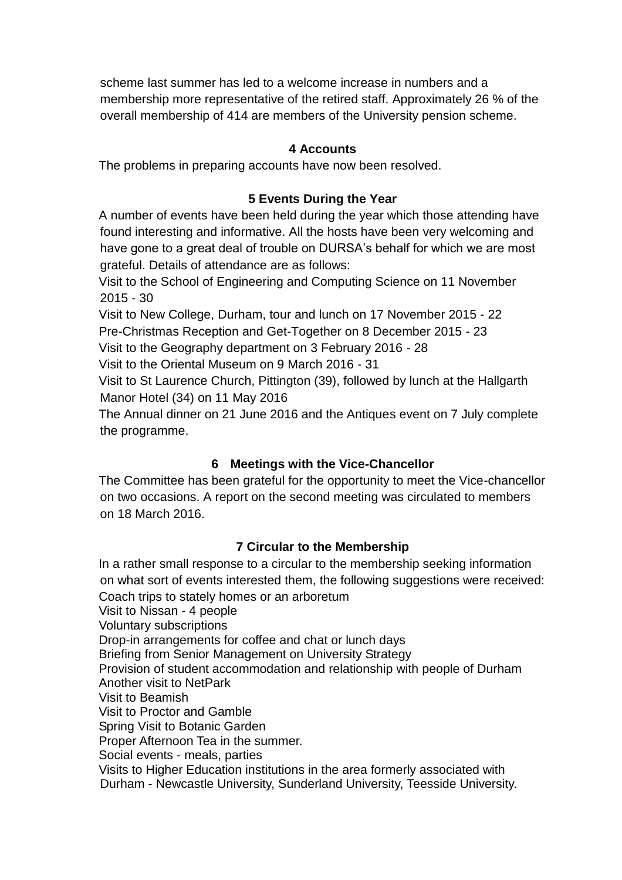scheme last summer has led to a welcome increase in numbers and a membership more representative of the retired staff. Approximately 26 % of the overall membership of 414 are members of the University pension scheme.

### 4 Accounts

The problems in preparing accounts have now been resolved.

### 5 Events During the Year

A number of events have been held during the year which those attending have found interesting and informative. All the hosts have been very welcoming and have gone to a great deal of trouble on DURSA's behalf for which we are most grateful. Details of attendance are as follows:

Visit to the School of Engineering and Computing Science on 11 November 2015 - 30

Visit to New College, Durham, tour and lunch on 17 November 2015 - 22

Pre-Christmas Reception and Get-Together on 8 December 2015 - 23

Visit to the Geography department on 3 February 2016 - 28

Visit to the Oriental Museum on 9 March 2016 - 31

Visit to St Laurence Church, Pittington (39), followed by lunch at the Hallgarth Manor Hotel (34) on 11 May 2016

The Annual dinner on 21 June 2016 and the Antiques event on 7 July complete the programme.

### 6 Meetings with the Vice-Chancellor

The Committee has been grateful for the opportunity to meet the Vice-chancellor on two occasions. A report on the second meeting was circulated to members on 18 March 2016.

### 7 Circular to the Membership

In a rather small response to a circular to the membership seeking information on what sort of events interested them, the following suggestions were received:

Coach trips to stately homes or an arboretum
Visit to Nissan - 4 people
Voluntary subscriptions
Drop-in arrangements for coffee and chat or lunch days
Briefing from Senior Management on University Strategy
Provision of student accommodation and relationship with people of Durham
Another visit to NetPark
Visit to Beamish
Visit to Proctor and Gamble
Spring Visit to Botanic Garden
Proper Afternoon Tea in the summer.
Social events - meals, parties
Visits to Higher Education institutions in the area formerly associated with Durham - Newcastle University, Sunderland University, Teesside University.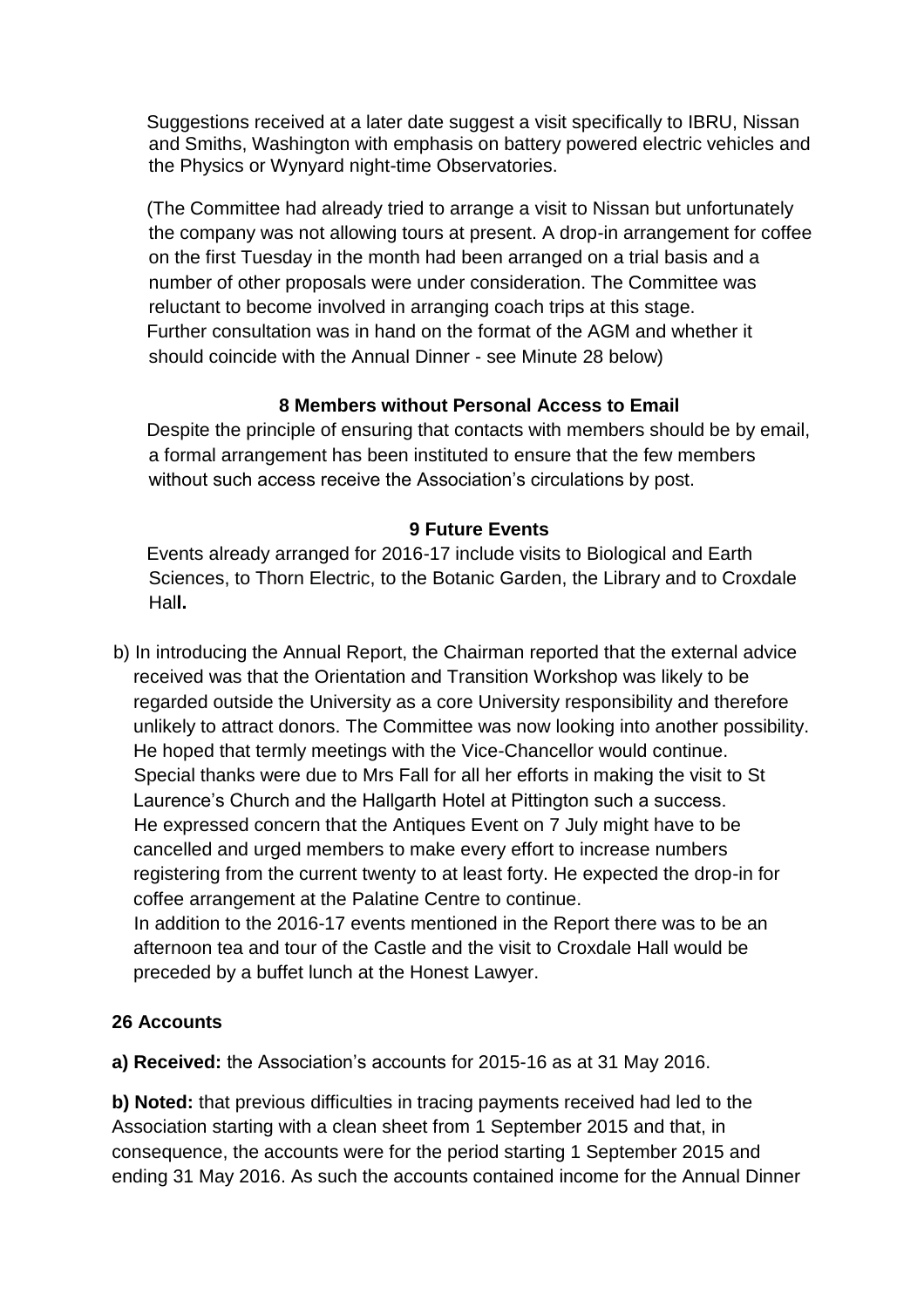Suggestions received at a later date suggest a visit specifically to IBRU, Nissan and Smiths, Washington with emphasis on battery powered electric vehicles and the Physics or Wynyard night-time Observatories.

(The Committee had already tried to arrange a visit to Nissan but unfortunately the company was not allowing tours at present. A drop-in arrangement for coffee on the first Tuesday in the month had been arranged on a trial basis and a number of other proposals were under consideration. The Committee was reluctant to become involved in arranging coach trips at this stage. Further consultation was in hand on the format of the AGM and whether it should coincide with the Annual Dinner - see Minute 28 below)

**8 Members without Personal Access to Email**

Despite the principle of ensuring that contacts with members should be by email, a formal arrangement has been instituted to ensure that the few members without such access receive the Association's circulations by post.

**9 Future Events**

Events already arranged for 2016-17 include visits to Biological and Earth Sciences, to Thorn Electric, to the Botanic Garden, the Library and to Croxdale Hall**.**

b) In introducing the Annual Report, the Chairman reported that the external advice received was that the Orientation and Transition Workshop was likely to be regarded outside the University as a core University responsibility and therefore unlikely to attract donors. The Committee was now looking into another possibility. He hoped that termly meetings with the Vice-Chancellor would continue. Special thanks were due to Mrs Fall for all her efforts in making the visit to St Laurence's Church and the Hallgarth Hotel at Pittington such a success. He expressed concern that the Antiques Event on 7 July might have to be cancelled and urged members to make every effort to increase numbers registering from the current twenty to at least forty. He expected the drop-in for coffee arrangement at the Palatine Centre to continue. In addition to the 2016-17 events mentioned in the Report there was to be an afternoon tea and tour of the Castle and the visit to Croxdale Hall would be preceded by a buffet lunch at the Honest Lawyer.

**26 Accounts**

**a) Received:** the Association's accounts for 2015-16 as at 31 May 2016.

**b) Noted:** that previous difficulties in tracing payments received had led to the Association starting with a clean sheet from 1 September 2015 and that, in consequence, the accounts were for the period starting 1 September 2015 and ending 31 May 2016. As such the accounts contained income for the Annual Dinner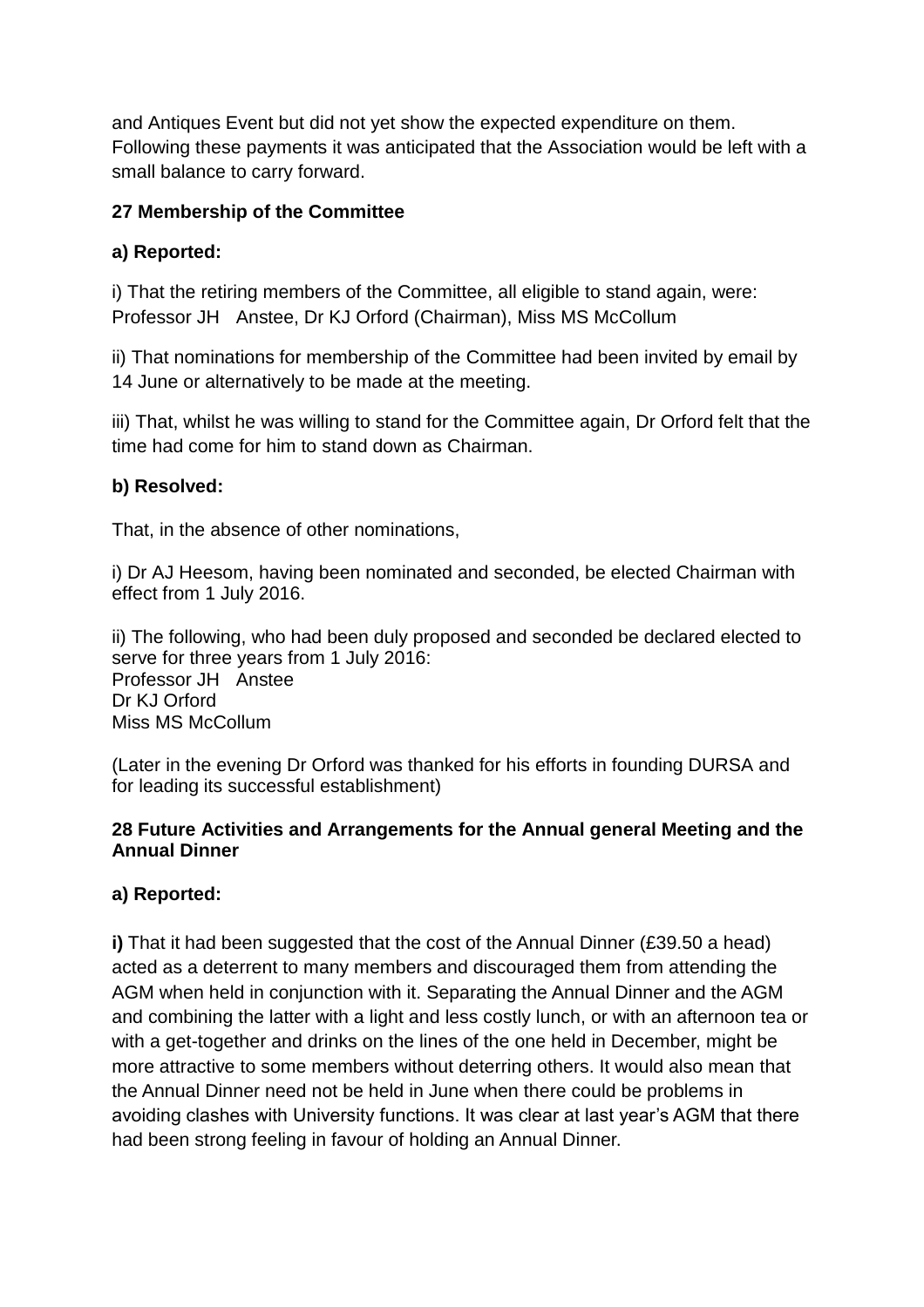and Antiques Event but did not yet show the expected expenditure on them. Following these payments it was anticipated that the Association would be left with a small balance to carry forward.

**27 Membership of the Committee**

**a) Reported:**

i) That the retiring members of the Committee, all eligible to stand again, were: Professor JH Anstee, Dr KJ Orford (Chairman), Miss MS McCollum

ii) That nominations for membership of the Committee had been invited by email by 14 June or alternatively to be made at the meeting.

iii) That, whilst he was willing to stand for the Committee again, Dr Orford felt that the time had come for him to stand down as Chairman.

**b) Resolved:**

That, in the absence of other nominations,

i) Dr AJ Heesom, having been nominated and seconded, be elected Chairman with effect from 1 July 2016.

ii) The following, who had been duly proposed and seconded be declared elected to serve for three years from 1 July 2016:
Professor JH Anstee
Dr KJ Orford
Miss MS McCollum

(Later in the evening Dr Orford was thanked for his efforts in founding DURSA and for leading its successful establishment)

**28 Future Activities and Arrangements for the Annual general Meeting and the Annual Dinner**

**a) Reported:**

**i)** That it had been suggested that the cost of the Annual Dinner (£39.50 a head) acted as a deterrent to many members and discouraged them from attending the AGM when held in conjunction with it. Separating the Annual Dinner and the AGM and combining the latter with a light and less costly lunch, or with an afternoon tea or with a get-together and drinks on the lines of the one held in December, might be more attractive to some members without deterring others. It would also mean that the Annual Dinner need not be held in June when there could be problems in avoiding clashes with University functions. It was clear at last year's AGM that there had been strong feeling in favour of holding an Annual Dinner.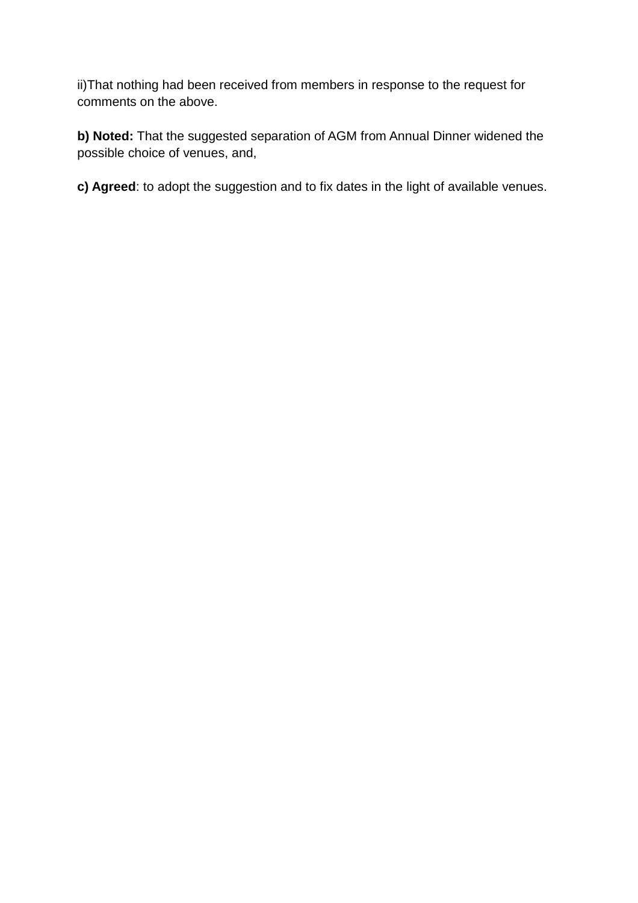ii)That nothing had been received from members in response to the request for comments on the above.

**b) Noted:** That the suggested separation of AGM from Annual Dinner widened the possible choice of venues, and,

**c) Agreed**: to adopt the suggestion and to fix dates in the light of available venues.